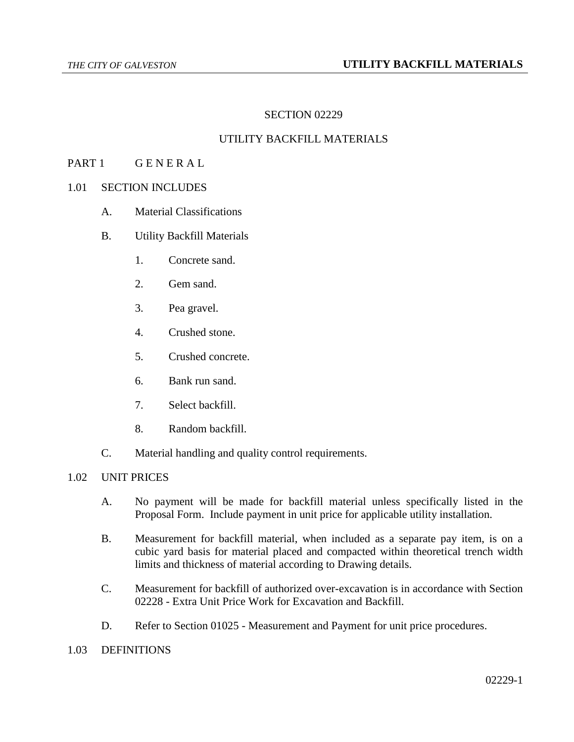# SECTION 02229

# UTILITY BACKFILL MATERIALS

## PART 1 G E N E R A L

### 1.01 SECTION INCLUDES

A. Material Classifications

B. Utility Backfill Materials

1. Concrete sand.
2. Gem sand.
3. Pea gravel.
4. Crushed stone.
5. Crushed concrete.
6. Bank run sand.
7. Select backfill.
8. Random backfill.

C. Material handling and quality control requirements.

### 1.02 UNIT PRICES

A. No payment will be made for backfill material unless specifically listed in the Proposal Form. Include payment in unit price for applicable utility installation.

B. Measurement for backfill material, when included as a separate pay item, is on a cubic yard basis for material placed and compacted within theoretical trench width limits and thickness of material according to Drawing details.

C. Measurement for backfill of authorized over-excavation is in accordance with Section 02228 - Extra Unit Price Work for Excavation and Backfill.

D. Refer to Section 01025 - Measurement and Payment for unit price procedures.

### 1.03 DEFINITIONS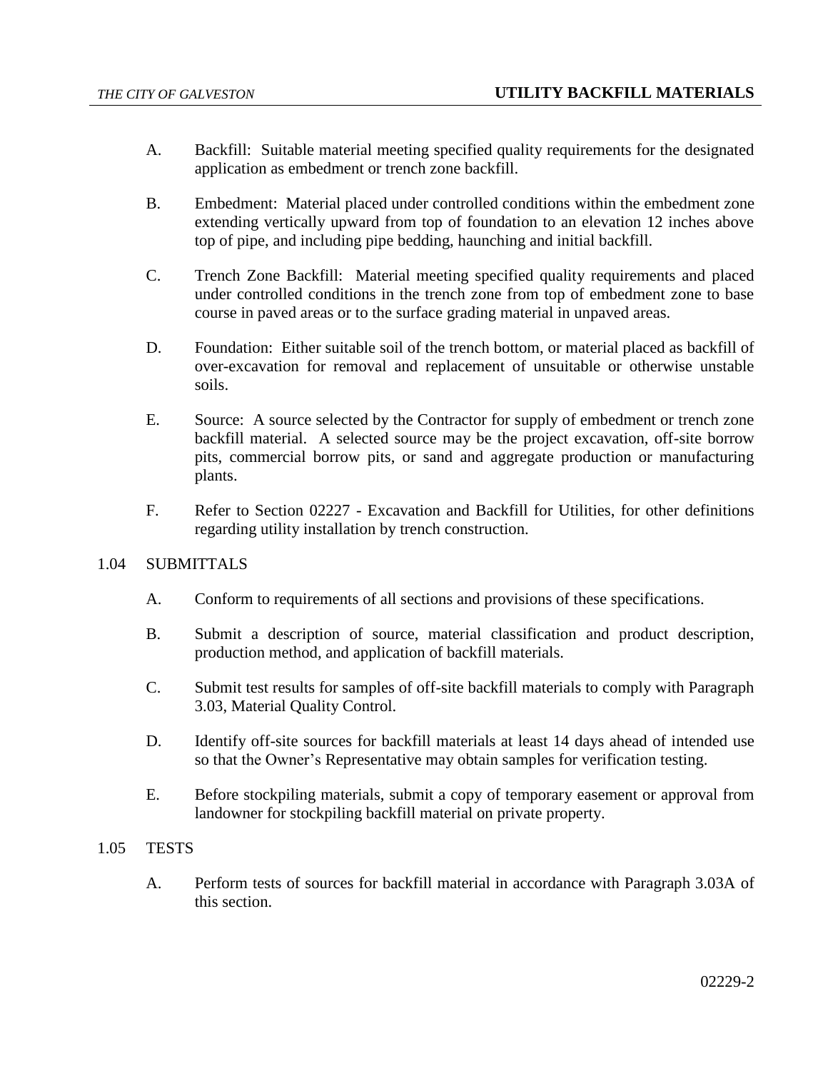A. Backfill: Suitable material meeting specified quality requirements for the designated application as embedment or trench zone backfill.

B. Embedment: Material placed under controlled conditions within the embedment zone extending vertically upward from top of foundation to an elevation 12 inches above top of pipe, and including pipe bedding, haunching and initial backfill.

C. Trench Zone Backfill: Material meeting specified quality requirements and placed under controlled conditions in the trench zone from top of embedment zone to base course in paved areas or to the surface grading material in unpaved areas.

D. Foundation: Either suitable soil of the trench bottom, or material placed as backfill of over-excavation for removal and replacement of unsuitable or otherwise unstable soils.

E. Source: A source selected by the Contractor for supply of embedment or trench zone backfill material. A selected source may be the project excavation, off-site borrow pits, commercial borrow pits, or sand and aggregate production or manufacturing plants.

F. Refer to Section 02227 - Excavation and Backfill for Utilities, for other definitions regarding utility installation by trench construction.

## 1.04 SUBMITTALS

A. Conform to requirements of all sections and provisions of these specifications.

B. Submit a description of source, material classification and product description, production method, and application of backfill materials.

C. Submit test results for samples of off-site backfill materials to comply with Paragraph 3.03, Material Quality Control.

D. Identify off-site sources for backfill materials at least 14 days ahead of intended use so that the Owner's Representative may obtain samples for verification testing.

E. Before stockpiling materials, submit a copy of temporary easement or approval from landowner for stockpiling backfill material on private property.

## 1.05 TESTS

A. Perform tests of sources for backfill material in accordance with Paragraph 3.03A of this section.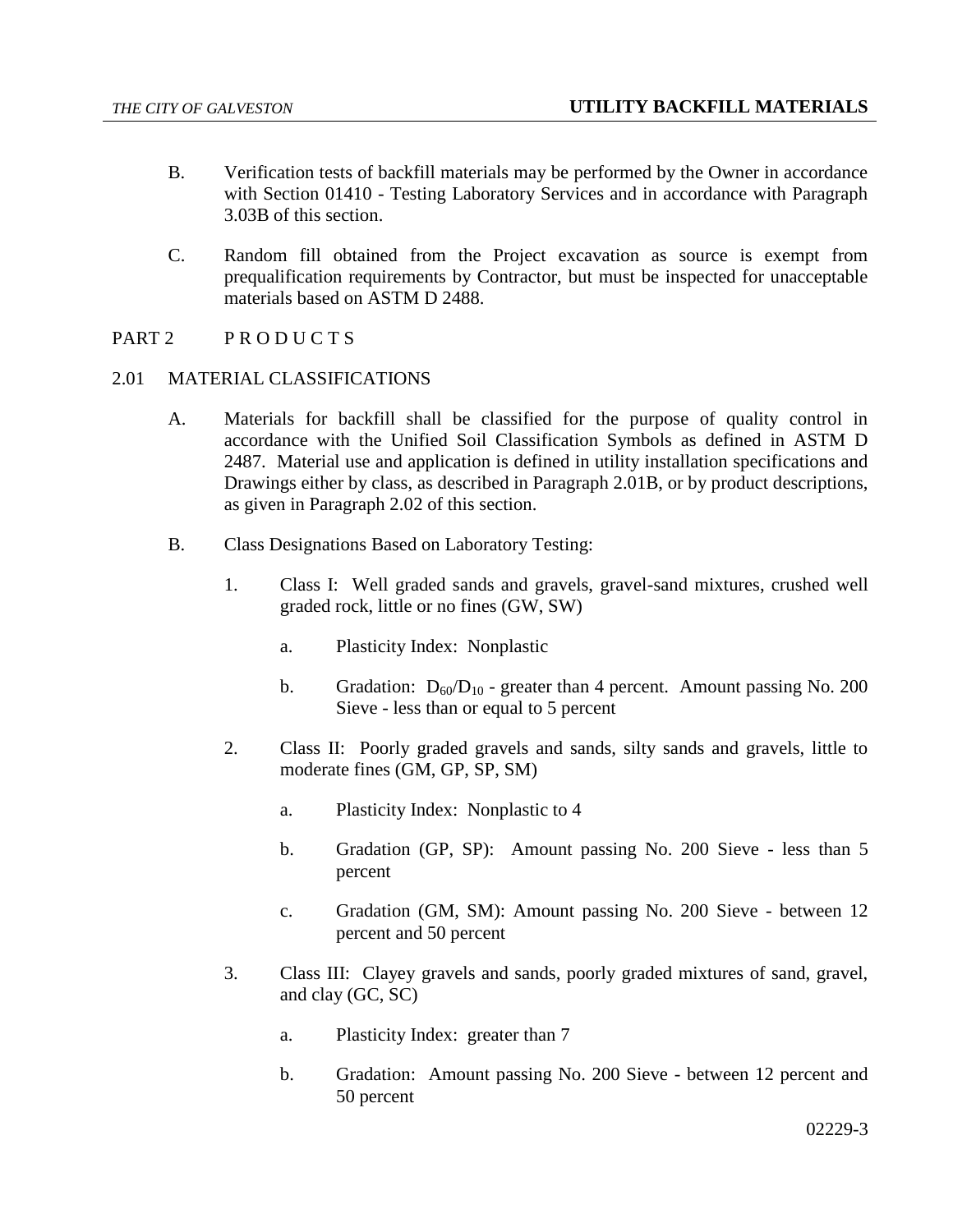B. Verification tests of backfill materials may be performed by the Owner in accordance with Section 01410 - Testing Laboratory Services and in accordance with Paragraph 3.03B of this section.

C. Random fill obtained from the Project excavation as source is exempt from prequalification requirements by Contractor, but must be inspected for unacceptable materials based on ASTM D 2488.

## PART 2 P R O D U C T S

### 2.01 MATERIAL CLASSIFICATIONS

A. Materials for backfill shall be classified for the purpose of quality control in accordance with the Unified Soil Classification Symbols as defined in ASTM D 2487. Material use and application is defined in utility installation specifications and Drawings either by class, as described in Paragraph 2.01B, or by product descriptions, as given in Paragraph 2.02 of this section.

B. Class Designations Based on Laboratory Testing:

1. Class I: Well graded sands and gravels, gravel-sand mixtures, crushed well graded rock, little or no fines (GW, SW)

   a. Plasticity Index: Nonplastic

   b. Gradation: $D_{60}/D_{10}$ - greater than 4 percent. Amount passing No. 200 Sieve - less than or equal to 5 percent

2. Class II: Poorly graded gravels and sands, silty sands and gravels, little to moderate fines (GM, GP, SP, SM)

   a. Plasticity Index: Nonplastic to 4

   b. Gradation (GP, SP): Amount passing No. 200 Sieve - less than 5 percent

   c. Gradation (GM, SM): Amount passing No. 200 Sieve - between 12 percent and 50 percent

3. Class III: Clayey gravels and sands, poorly graded mixtures of sand, gravel, and clay (GC, SC)

   a. Plasticity Index: greater than 7

   b. Gradation: Amount passing No. 200 Sieve - between 12 percent and 50 percent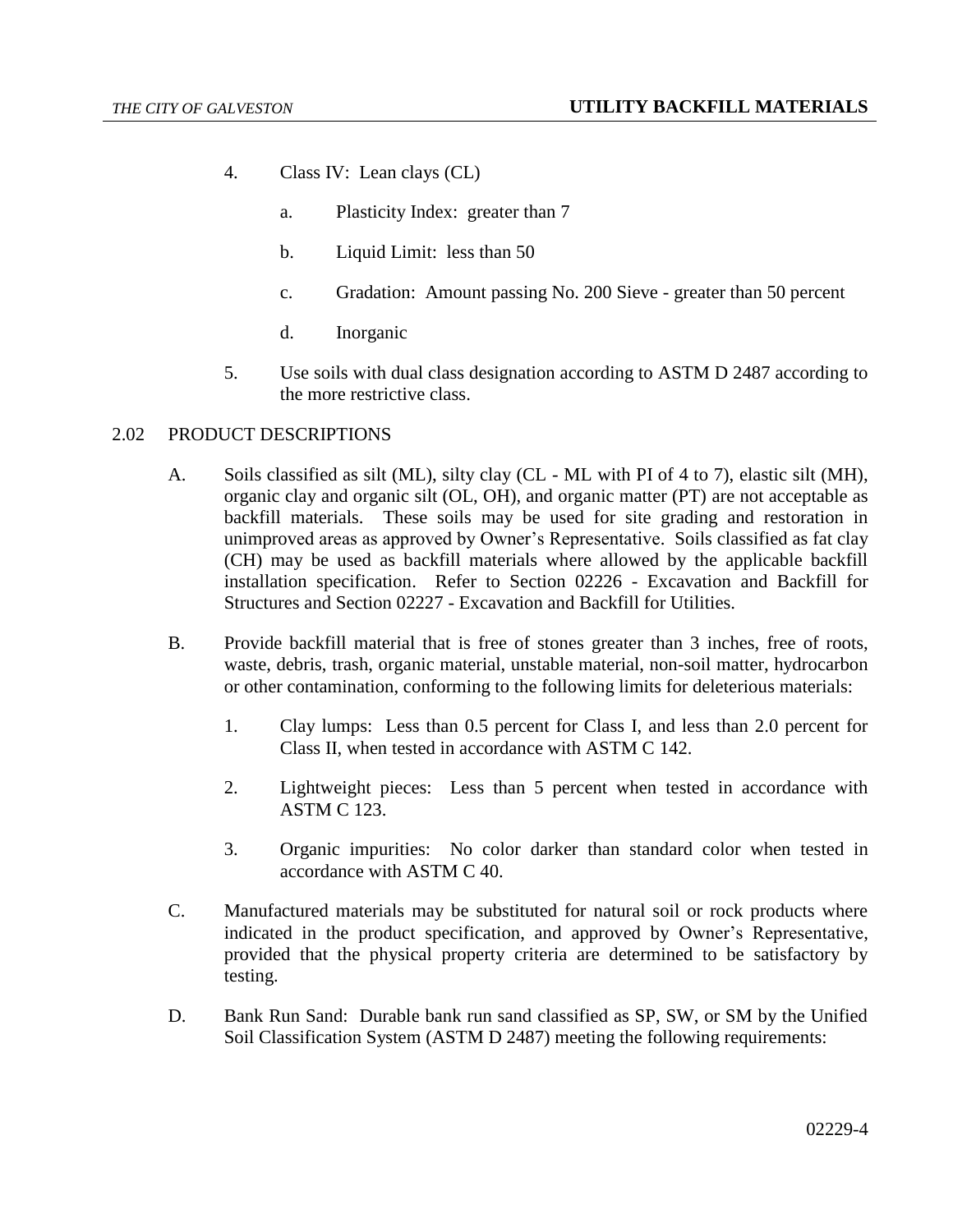4. Class IV: Lean clays (CL)

   a. Plasticity Index: greater than 7

   b. Liquid Limit: less than 50

   c. Gradation: Amount passing No. 200 Sieve - greater than 50 percent

   d. Inorganic

5. Use soils with dual class designation according to ASTM D 2487 according to the more restrictive class.

## 2.02 PRODUCT DESCRIPTIONS

A. Soils classified as silt (ML), silty clay (CL - ML with PI of 4 to 7), elastic silt (MH), organic clay and organic silt (OL, OH), and organic matter (PT) are not acceptable as backfill materials. These soils may be used for site grading and restoration in unimproved areas as approved by Owner's Representative. Soils classified as fat clay (CH) may be used as backfill materials where allowed by the applicable backfill installation specification. Refer to Section 02226 - Excavation and Backfill for Structures and Section 02227 - Excavation and Backfill for Utilities.

B. Provide backfill material that is free of stones greater than 3 inches, free of roots, waste, debris, trash, organic material, unstable material, non-soil matter, hydrocarbon or other contamination, conforming to the following limits for deleterious materials:

   1. Clay lumps: Less than 0.5 percent for Class I, and less than 2.0 percent for Class II, when tested in accordance with ASTM C 142.

   2. Lightweight pieces: Less than 5 percent when tested in accordance with ASTM C 123.

   3. Organic impurities: No color darker than standard color when tested in accordance with ASTM C 40.

C. Manufactured materials may be substituted for natural soil or rock products where indicated in the product specification, and approved by Owner's Representative, provided that the physical property criteria are determined to be satisfactory by testing.

D. Bank Run Sand: Durable bank run sand classified as SP, SW, or SM by the Unified Soil Classification System (ASTM D 2487) meeting the following requirements: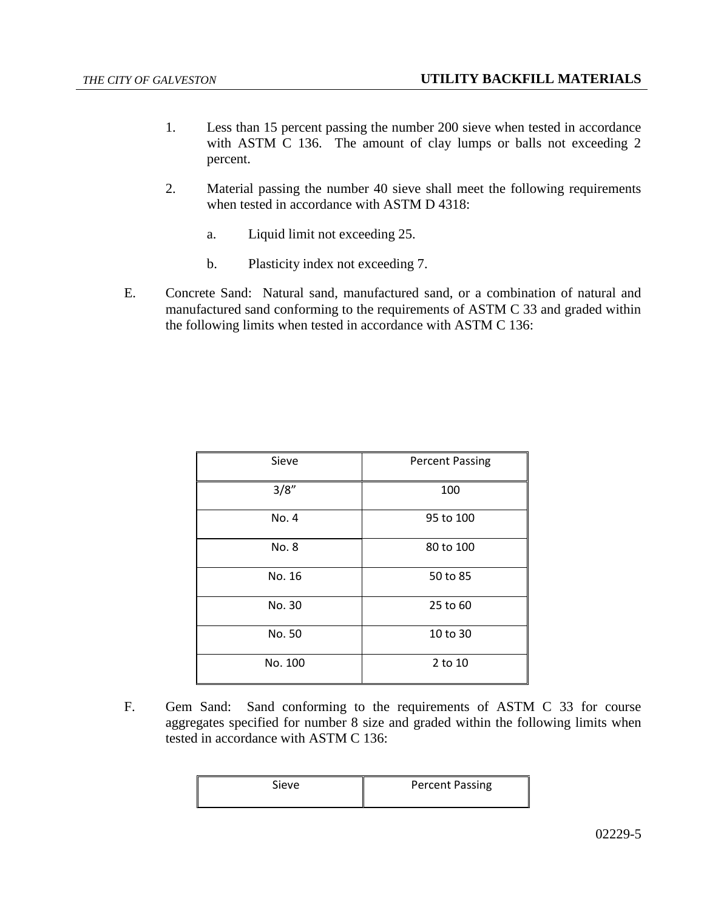1. Less than 15 percent passing the number 200 sieve when tested in accordance with ASTM C 136. The amount of clay lumps or balls not exceeding 2 percent.

2. Material passing the number 40 sieve shall meet the following requirements when tested in accordance with ASTM D 4318:

   a. Liquid limit not exceeding 25.

   b. Plasticity index not exceeding 7.

E. Concrete Sand: Natural sand, manufactured sand, or a combination of natural and manufactured sand conforming to the requirements of ASTM C 33 and graded within the following limits when tested in accordance with ASTM C 136:

| Sieve | Percent Passing |
|---|---|
| 3/8” | 100 |
| No. 4 | 95 to 100 |
| No. 8 | 80 to 100 |
| No. 16 | 50 to 85 |
| No. 30 | 25 to 60 |
| No. 50 | 10 to 30 |
| No. 100 | 2 to 10 |

F. Gem Sand: Sand conforming to the requirements of ASTM C 33 for course aggregates specified for number 8 size and graded within the following limits when tested in accordance with ASTM C 136:

| Sieve | Percent Passing |
|---|---|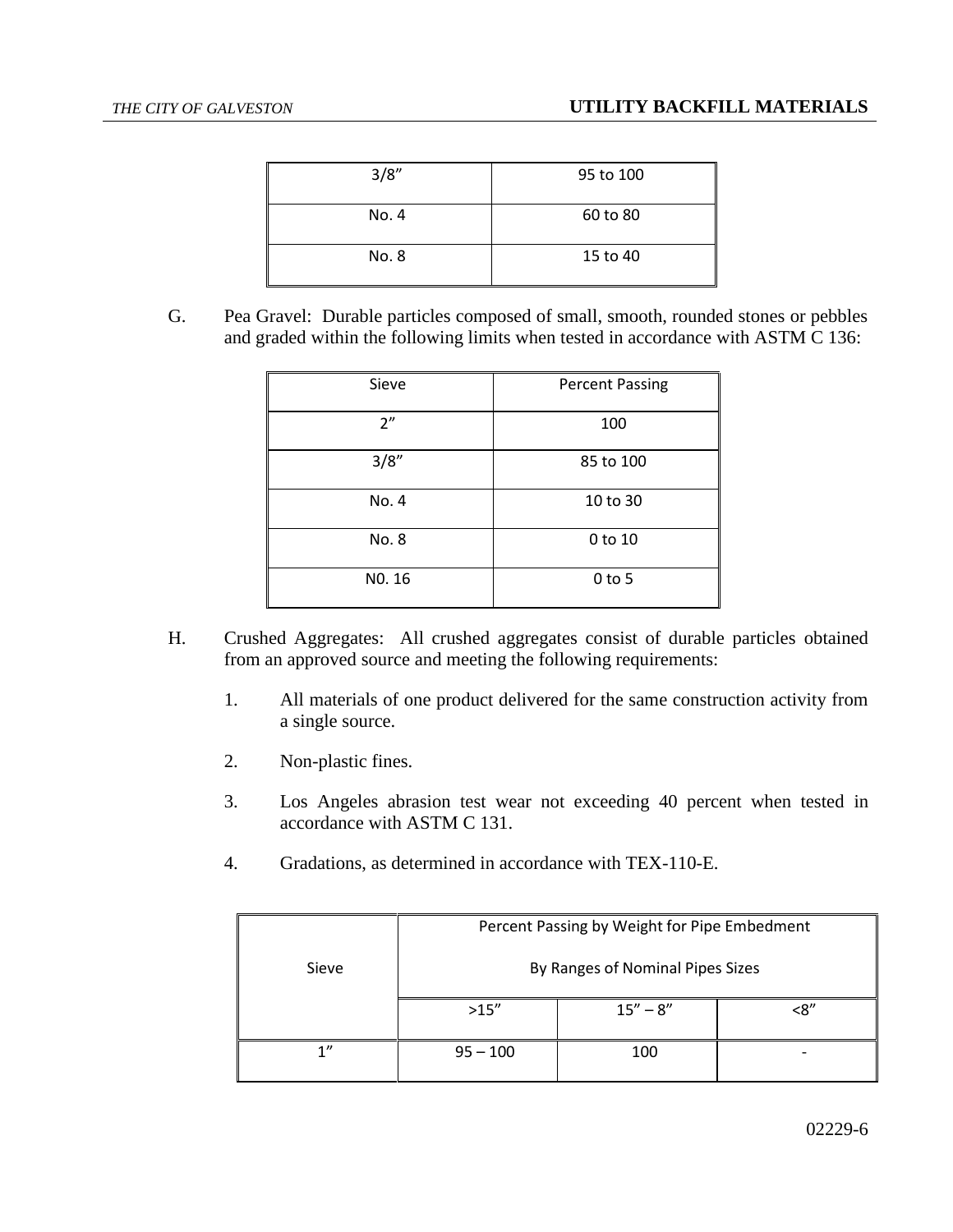| 3/8" | 95 to 100 |
|---|---|
| No. 4 | 60 to 80 |
| No. 8 | 15 to 40 |

G. Pea Gravel: Durable particles composed of small, smooth, rounded stones or pebbles and graded within the following limits when tested in accordance with ASTM C 136:

| Sieve | Percent Passing |
|---|---|
| 2" | 100 |
| 3/8" | 85 to 100 |
| No. 4 | 10 to 30 |
| No. 8 | 0 to 10 |
| N0. 16 | 0 to 5 |

H. Crushed Aggregates: All crushed aggregates consist of durable particles obtained from an approved source and meeting the following requirements:

1. All materials of one product delivered for the same construction activity from a single source.

2. Non-plastic fines.

3. Los Angeles abrasion test wear not exceeding 40 percent when tested in accordance with ASTM C 131.

4. Gradations, as determined in accordance with TEX-110-E.

| Sieve | Percent Passing by Weight for Pipe Embedment By Ranges of Nominal Pipes Sizes | | |
|---|---|---|---|
| | >15" | 15" – 8" | <8" |
| 1" | 95 – 100 | 100 | - |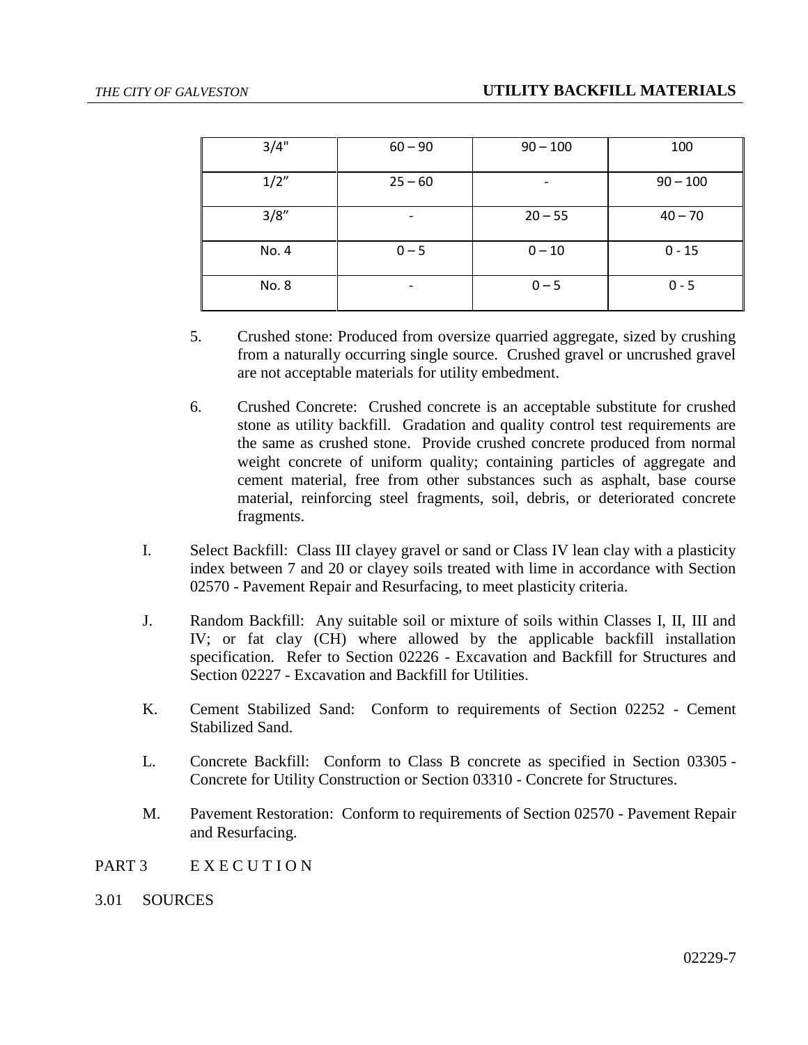| 3/4" | 60 – 90 | 90 – 100 | 100 |
|---|---|---|---|
| 1/2" | 25 – 60 | - | 90 – 100 |
| 3/8" | - | 20 – 55 | 40 – 70 |
| No. 4 | 0 – 5 | 0 – 10 | 0 - 15 |
| No. 8 | - | 0 – 5 | 0 - 5 |

5. Crushed stone: Produced from oversize quarried aggregate, sized by crushing from a naturally occurring single source. Crushed gravel or uncrushed gravel are not acceptable materials for utility embedment.

6. Crushed Concrete: Crushed concrete is an acceptable substitute for crushed stone as utility backfill. Gradation and quality control test requirements are the same as crushed stone. Provide crushed concrete produced from normal weight concrete of uniform quality; containing particles of aggregate and cement material, free from other substances such as asphalt, base course material, reinforcing steel fragments, soil, debris, or deteriorated concrete fragments.

I. Select Backfill: Class III clayey gravel or sand or Class IV lean clay with a plasticity index between 7 and 20 or clayey soils treated with lime in accordance with Section 02570 - Pavement Repair and Resurfacing, to meet plasticity criteria.

J. Random Backfill: Any suitable soil or mixture of soils within Classes I, II, III and IV; or fat clay (CH) where allowed by the applicable backfill installation specification. Refer to Section 02226 - Excavation and Backfill for Structures and Section 02227 - Excavation and Backfill for Utilities.

K. Cement Stabilized Sand: Conform to requirements of Section 02252 - Cement Stabilized Sand.

L. Concrete Backfill: Conform to Class B concrete as specified in Section 03305 - Concrete for Utility Construction or Section 03310 - Concrete for Structures.

M. Pavement Restoration: Conform to requirements of Section 02570 - Pavement Repair and Resurfacing.

## PART 3 E X E C U T I O N

### 3.01 SOURCES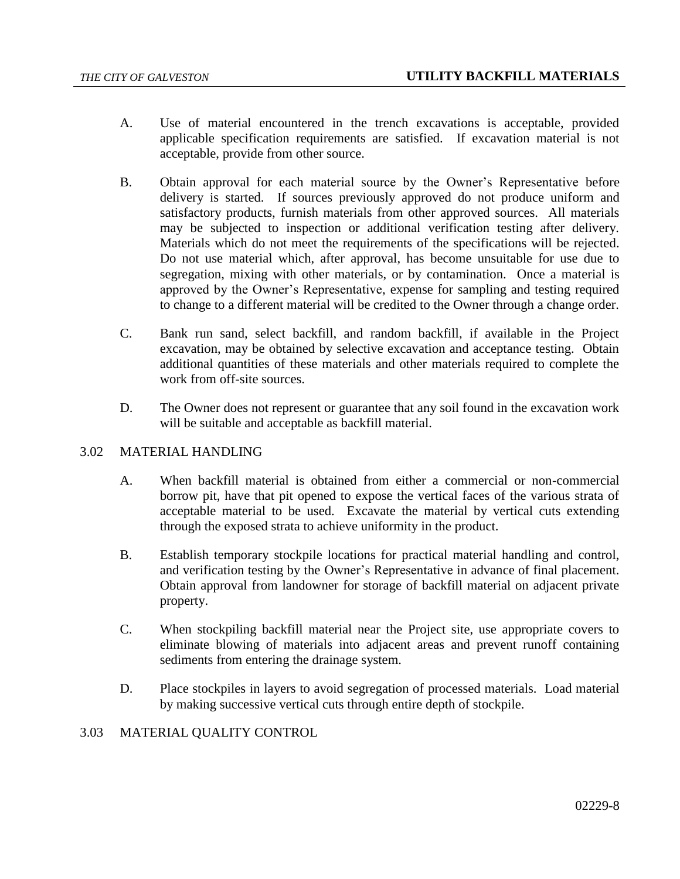A. Use of material encountered in the trench excavations is acceptable, provided applicable specification requirements are satisfied. If excavation material is not acceptable, provide from other source.

B. Obtain approval for each material source by the Owner's Representative before delivery is started. If sources previously approved do not produce uniform and satisfactory products, furnish materials from other approved sources. All materials may be subjected to inspection or additional verification testing after delivery. Materials which do not meet the requirements of the specifications will be rejected. Do not use material which, after approval, has become unsuitable for use due to segregation, mixing with other materials, or by contamination. Once a material is approved by the Owner's Representative, expense for sampling and testing required to change to a different material will be credited to the Owner through a change order.

C. Bank run sand, select backfill, and random backfill, if available in the Project excavation, may be obtained by selective excavation and acceptance testing. Obtain additional quantities of these materials and other materials required to complete the work from off-site sources.

D. The Owner does not represent or guarantee that any soil found in the excavation work will be suitable and acceptable as backfill material.

## 3.02 MATERIAL HANDLING

A. When backfill material is obtained from either a commercial or non-commercial borrow pit, have that pit opened to expose the vertical faces of the various strata of acceptable material to be used. Excavate the material by vertical cuts extending through the exposed strata to achieve uniformity in the product.

B. Establish temporary stockpile locations for practical material handling and control, and verification testing by the Owner's Representative in advance of final placement. Obtain approval from landowner for storage of backfill material on adjacent private property.

C. When stockpiling backfill material near the Project site, use appropriate covers to eliminate blowing of materials into adjacent areas and prevent runoff containing sediments from entering the drainage system.

D. Place stockpiles in layers to avoid segregation of processed materials. Load material by making successive vertical cuts through entire depth of stockpile.

## 3.03 MATERIAL QUALITY CONTROL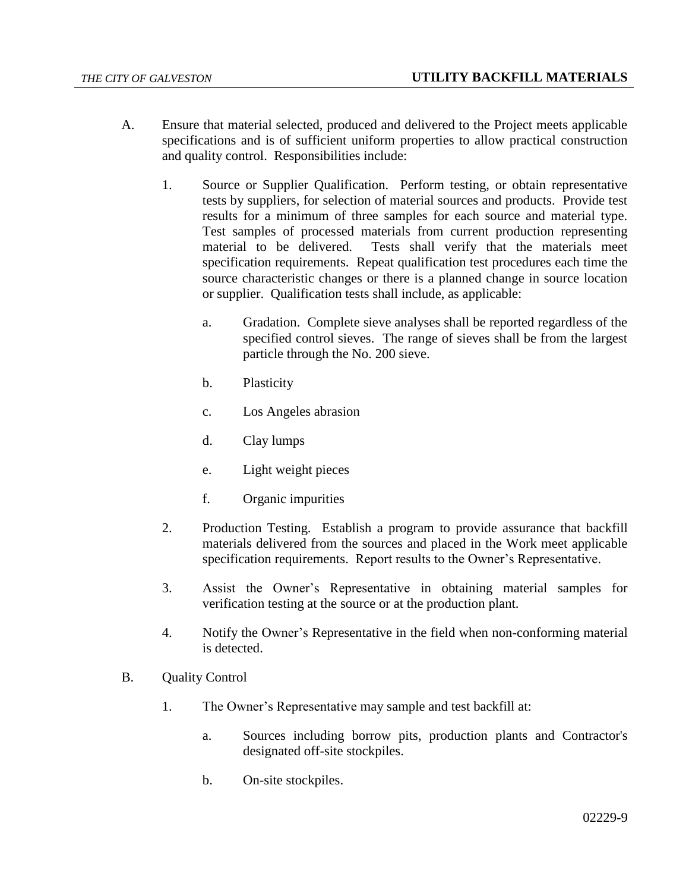A. Ensure that material selected, produced and delivered to the Project meets applicable specifications and is of sufficient uniform properties to allow practical construction and quality control. Responsibilities include:

   1. Source or Supplier Qualification. Perform testing, or obtain representative tests by suppliers, for selection of material sources and products. Provide test results for a minimum of three samples for each source and material type. Test samples of processed materials from current production representing material to be delivered. Tests shall verify that the materials meet specification requirements. Repeat qualification test procedures each time the source characteristic changes or there is a planned change in source location or supplier. Qualification tests shall include, as applicable:

      a. Gradation. Complete sieve analyses shall be reported regardless of the specified control sieves. The range of sieves shall be from the largest particle through the No. 200 sieve.

      b. Plasticity

      c. Los Angeles abrasion

      d. Clay lumps

      e. Light weight pieces

      f. Organic impurities

   2. Production Testing. Establish a program to provide assurance that backfill materials delivered from the sources and placed in the Work meet applicable specification requirements. Report results to the Owner's Representative.

   3. Assist the Owner's Representative in obtaining material samples for verification testing at the source or at the production plant.

   4. Notify the Owner's Representative in the field when non-conforming material is detected.

B. Quality Control

   1. The Owner's Representative may sample and test backfill at:

      a. Sources including borrow pits, production plants and Contractor's designated off-site stockpiles.

      b. On-site stockpiles.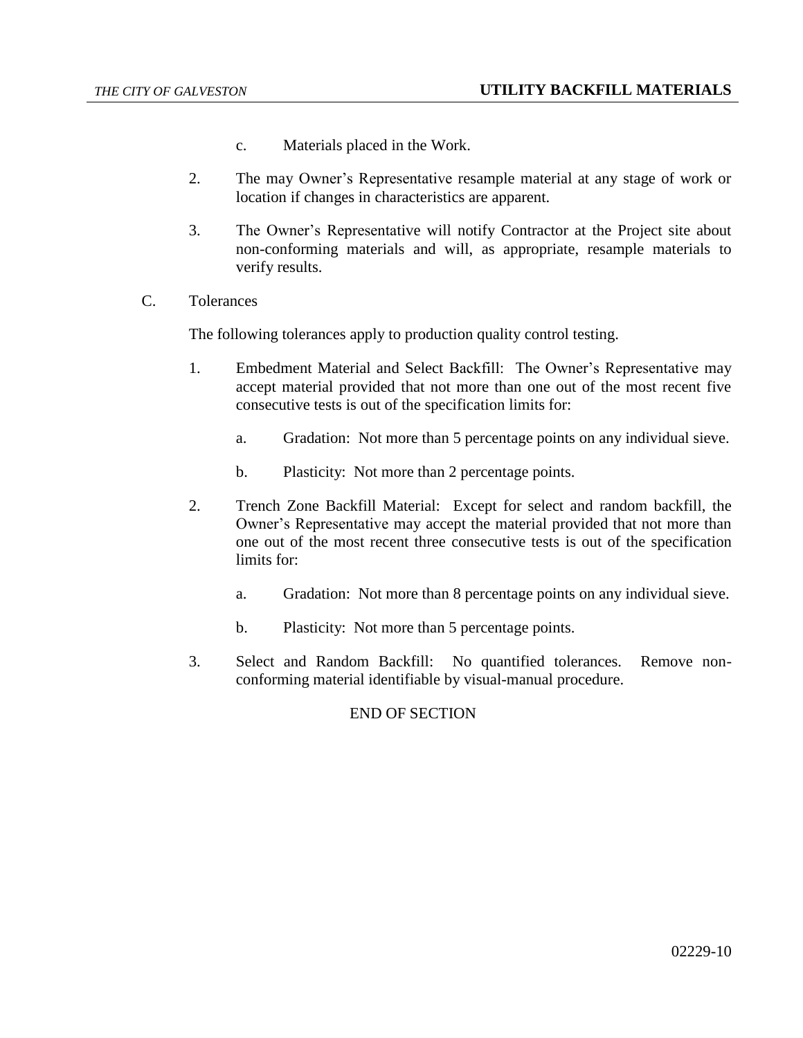c. Materials placed in the Work.

2. The may Owner's Representative resample material at any stage of work or location if changes in characteristics are apparent.

3. The Owner's Representative will notify Contractor at the Project site about non-conforming materials and will, as appropriate, resample materials to verify results.

C. Tolerances

The following tolerances apply to production quality control testing.

1. Embedment Material and Select Backfill: The Owner's Representative may accept material provided that not more than one out of the most recent five consecutive tests is out of the specification limits for:

   a. Gradation: Not more than 5 percentage points on any individual sieve.

   b. Plasticity: Not more than 2 percentage points.

2. Trench Zone Backfill Material: Except for select and random backfill, the Owner's Representative may accept the material provided that not more than one out of the most recent three consecutive tests is out of the specification limits for:

   a. Gradation: Not more than 8 percentage points on any individual sieve.

   b. Plasticity: Not more than 5 percentage points.

3. Select and Random Backfill: No quantified tolerances. Remove non-conforming material identifiable by visual-manual procedure.

END OF SECTION